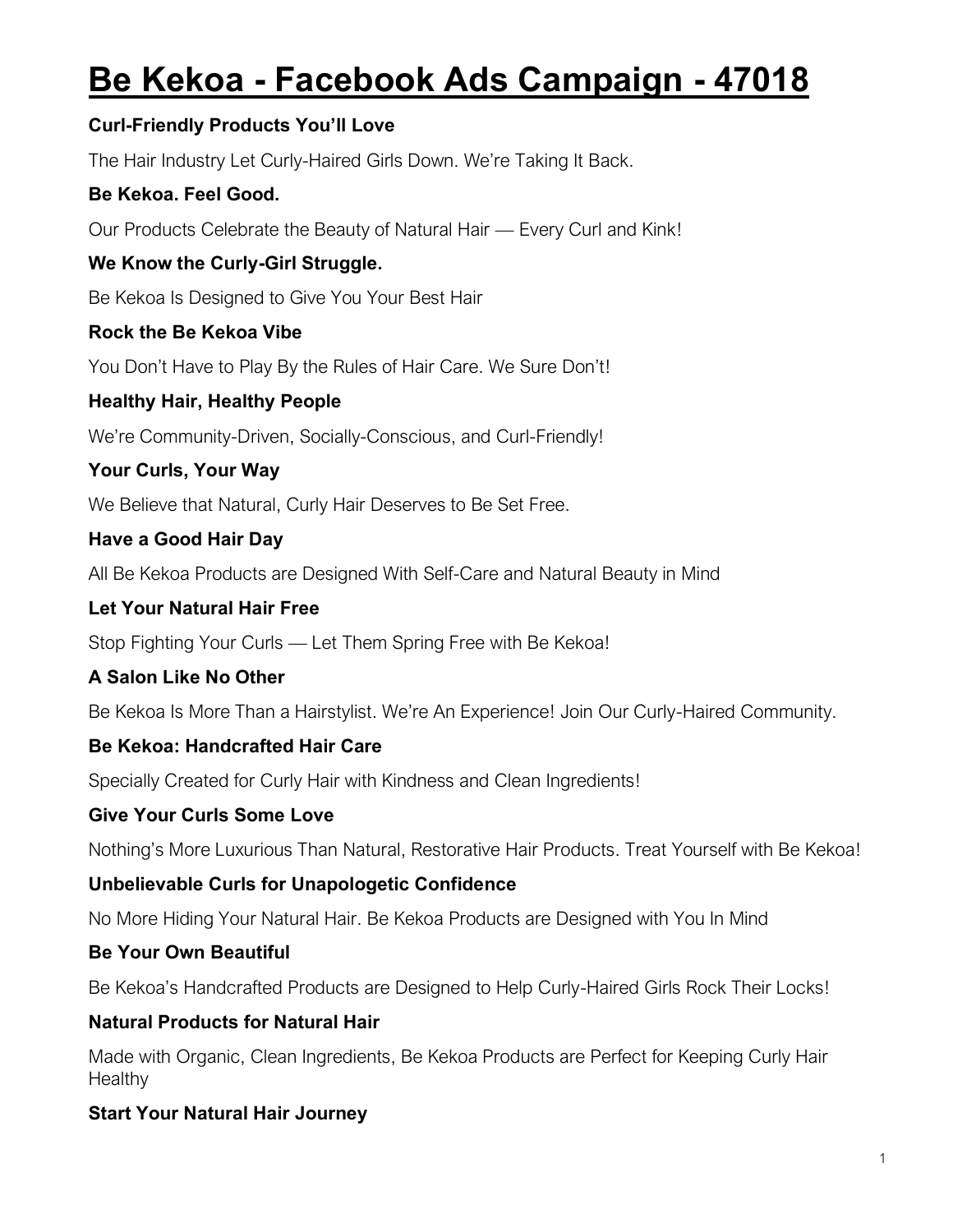# Be Kekoa - Facebook Ads Campaign - 47018

**Curl-Friendly Products You'll Love**

The Hair Industry Let Curly-Haired Girls Down. We're Taking It Back.

**Be Kekoa. Feel Good.**

Our Products Celebrate the Beauty of Natural Hair — Every Curl and Kink!

**We Know the Curly-Girl Struggle.**

Be Kekoa Is Designed to Give You Your Best Hair

**Rock the Be Kekoa Vibe**

You Don't Have to Play By the Rules of Hair Care. We Sure Don't!

**Healthy Hair, Healthy People**

We're Community-Driven, Socially-Conscious, and Curl-Friendly!

**Your Curls, Your Way**

We Believe that Natural, Curly Hair Deserves to Be Set Free.

**Have a Good Hair Day**

All Be Kekoa Products are Designed With Self-Care and Natural Beauty in Mind

**Let Your Natural Hair Free**

Stop Fighting Your Curls — Let Them Spring Free with Be Kekoa!

**A Salon Like No Other**

Be Kekoa Is More Than a Hairstylist. We're An Experience! Join Our Curly-Haired Community.

**Be Kekoa: Handcrafted Hair Care**

Specially Created for Curly Hair with Kindness and Clean Ingredients!

**Give Your Curls Some Love**

Nothing's More Luxurious Than Natural, Restorative Hair Products. Treat Yourself with Be Kekoa!

**Unbelievable Curls for Unapologetic Confidence**

No More Hiding Your Natural Hair. Be Kekoa Products are Designed with You In Mind

**Be Your Own Beautiful**

Be Kekoa's Handcrafted Products are Designed to Help Curly-Haired Girls Rock Their Locks!

**Natural Products for Natural Hair**

Made with Organic, Clean Ingredients, Be Kekoa Products are Perfect for Keeping Curly Hair Healthy

**Start Your Natural Hair Journey**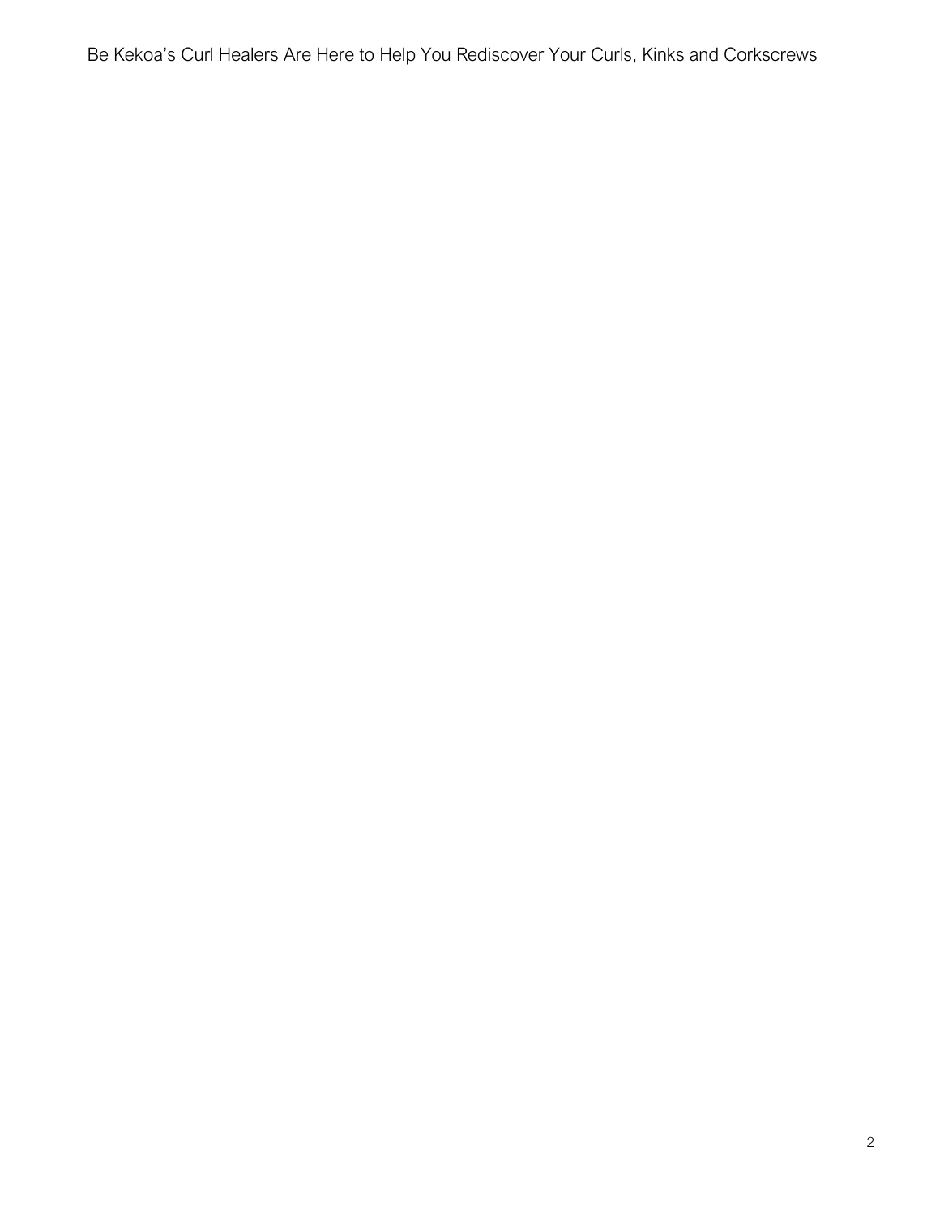Be Kekoa's Curl Healers Are Here to Help You Rediscover Your Curls, Kinks and Corkscrews